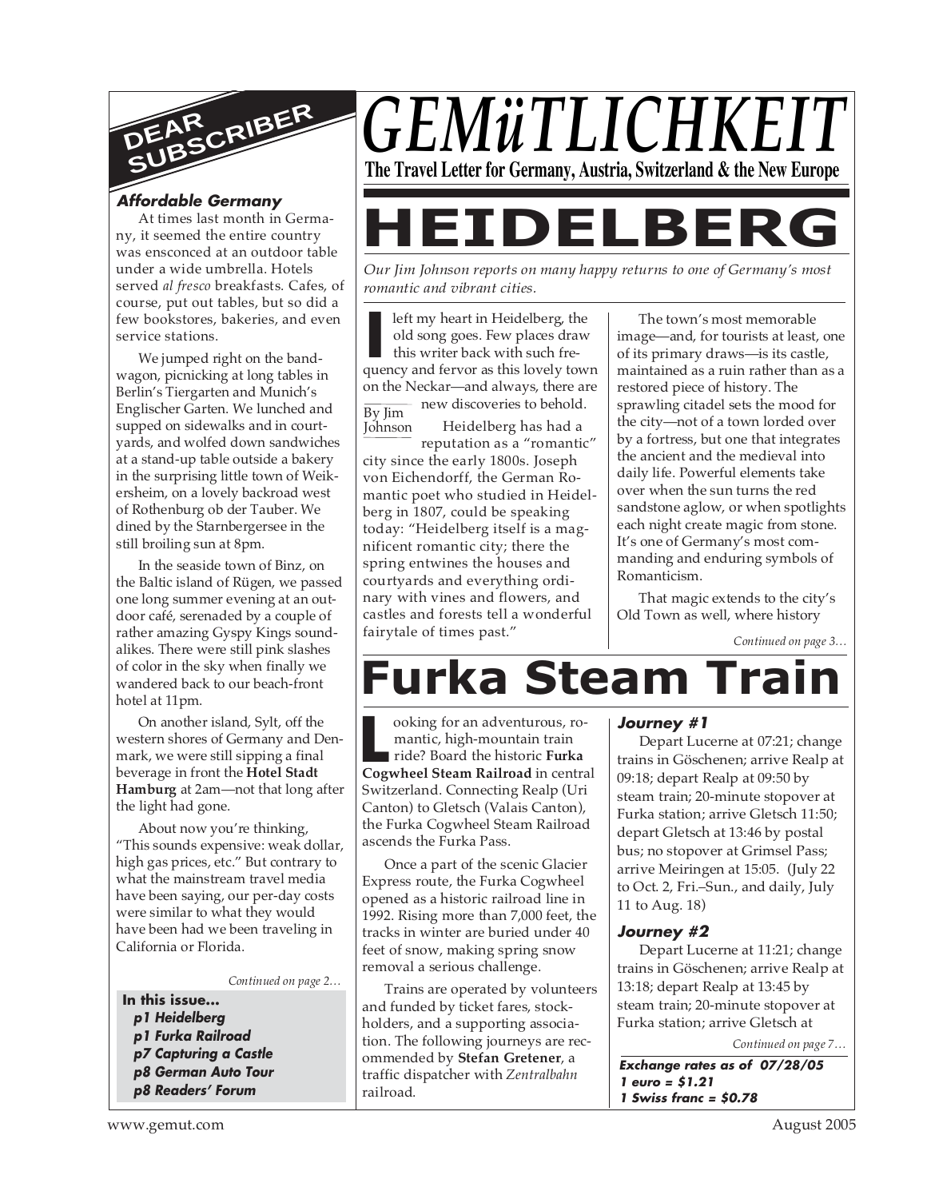# GEMüTLICHKEIT

**The Travel Letter for Germany, Austria, Switzerland & the New Europe**

## DEAR SUBSCRIBER

### *Affordable Germany*

At times last month in Germany, it seemed the entire country was ensconced at an outdoor table under a wide umbrella. Hotels served *al fresco* breakfasts. Cafes, of course, put out tables, but so did a few bookstores, bakeries, and even service stations.

We jumped right on the bandwagon, picnicking at long tables in Berlin's Tiergarten and Munich's Englischer Garten. We lunched and supped on sidewalks and in courtyards, and wolfed down sandwiches at a stand-up table outside a bakery in the surprising little town of Weikersheim, on a lovely backroad west of Rothenburg ob der Tauber. We dined by the Starnbergersee in the still broiling sun at 8pm.

In the seaside town of Binz, on the Baltic island of Rügen, we passed one long summer evening at an outdoor café, serenaded by a couple of rather amazing Gyspy Kings soundalikes. There were still pink slashes of color in the sky when finally we wandered back to our beach-front hotel at 11pm.

On another island, Sylt, off the western shores of Germany and Denmark, we were still sipping a final beverage in front the **Hotel Stadt Hamburg** at 2am—not that long after the light had gone.

About now you're thinking, "This sounds expensive: weak dollar, high gas prices, etc." But contrary to what the mainstream travel media have been saying, our per-day costs were similar to what they would have been had we been traveling in California or Florida.

*Continued on page 2…*

**In this issue...**
- ***p1 Heidelberg***
- ***p1 Furka Railroad***
- ***p7 Capturing a Castle***
- ***p8 German Auto Tour***
- ***p8 Readers' Forum***

# HEIDELBERG

*Our Jim Johnson reports on many happy returns to one of Germany's most romantic and vibrant cities.*

By Jim Johnson

I left my heart in Heidelberg, the old song goes. Few places draw this writer back with such frequency and fervor as this lovely town on the Neckar—and always, there are new discoveries to behold.

Heidelberg has had a reputation as a "romantic" city since the early 1800s. Joseph von Eichendorff, the German Romantic poet who studied in Heidelberg in 1807, could be speaking today: "Heidelberg itself is a magnificent romantic city; there the spring entwines the houses and courtyards and everything ordinary with vines and flowers, and castles and forests tell a wonderful fairytale of times past."

The town's most memorable image—and, for tourists at least, one of its primary draws—is its castle, maintained as a ruin rather than as a restored piece of history. The sprawling citadel sets the mood for the city—not of a town lorded over by a fortress, but one that integrates the ancient and the medieval into daily life. Powerful elements take over when the sun turns the red sandstone aglow, or when spotlights each night create magic from stone. It's one of Germany's most commanding and enduring symbols of Romanticism.

That magic extends to the city's Old Town as well, where history

*Continued on page 3…*

# Furka Steam Train

Looking for an adventurous, romantic, high-mountain train ride? Board the historic **Furka Cogwheel Steam Railroad** in central Switzerland. Connecting Realp (Uri Canton) to Gletsch (Valais Canton), the Furka Cogwheel Steam Railroad ascends the Furka Pass.

Once a part of the scenic Glacier Express route, the Furka Cogwheel opened as a historic railroad line in 1992. Rising more than 7,000 feet, the tracks in winter are buried under 40 feet of snow, making spring snow removal a serious challenge.

Trains are operated by volunteers and funded by ticket fares, stockholders, and a supporting association. The following journeys are recommended by **Stefan Gretener**, a traffic dispatcher with *Zentralbahn* railroad.

### *Journey #1*

Depart Lucerne at 07:21; change trains in Göschenen; arrive Realp at 09:18; depart Realp at 09:50 by steam train; 20-minute stopover at Furka station; arrive Gletsch 11:50; depart Gletsch at 13:46 by postal bus; no stopover at Grimsel Pass; arrive Meiringen at 15:05. (July 22 to Oct. 2, Fri.–Sun., and daily, July 11 to Aug. 18)

### *Journey #2*

Depart Lucerne at 11:21; change trains in Göschenen; arrive Realp at 13:18; depart Realp at 13:45 by steam train; 20-minute stopover at Furka station; arrive Gletsch at

*Continued on page 7…*

***Exchange rates as of 07/28/05***
***1 euro = $1.21***
***1 Swiss franc = $0.78***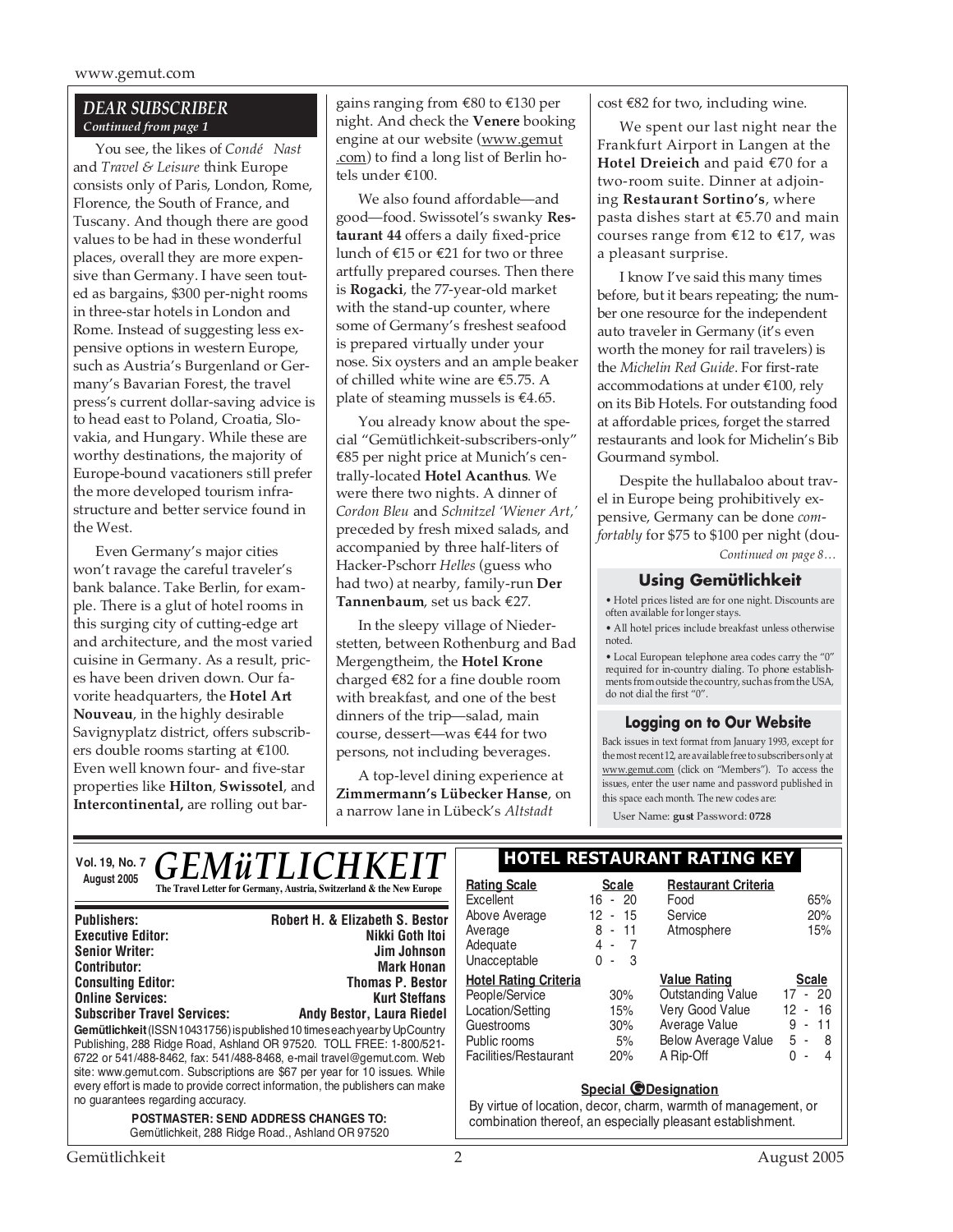## DEAR SUBSCRIBER

*Continued from page 1*

You see, the likes of *Condé Nast* and *Travel & Leisure* think Europe consists only of Paris, London, Rome, Florence, the South of France, and Tuscany. And though there are good values to be had in these wonderful places, overall they are more expensive than Germany. I have seen touted as bargains, $300 per-night rooms in three-star hotels in London and Rome. Instead of suggesting less expensive options in western Europe, such as Austria's Burgenland or Germany's Bavarian Forest, the travel press's current dollar-saving advice is to head east to Poland, Croatia, Slovakia, and Hungary. While these are worthy destinations, the majority of Europe-bound vacationers still prefer the more developed tourism infrastructure and better service found in the West.

Even Germany's major cities won't ravage the careful traveler's bank balance. Take Berlin, for example. There is a glut of hotel rooms in this surging city of cutting-edge art and architecture, and the most varied cuisine in Germany. As a result, prices have been driven down. Our favorite headquarters, the **Hotel Art Nouveau**, in the highly desirable Savignyplatz district, offers subscribers double rooms starting at €100. Even well known four- and five-star properties like **Hilton**, **Swissotel**, and **Intercontinental,** are rolling out bargains ranging from €80 to €130 per night. And check the **Venere** booking engine at our website (www.gemut.com) to find a long list of Berlin hotels under €100.

We also found affordable—and good—food. Swissotel's swanky **Restaurant 44** offers a daily fixed-price lunch of €15 or €21 for two or three artfully prepared courses. Then there is **Rogacki**, the 77-year-old market with the stand-up counter, where some of Germany's freshest seafood is prepared virtually under your nose. Six oysters and an ample beaker of chilled white wine are €5.75. A plate of steaming mussels is €4.65.

You already know about the special "Gemütlichkeit-subscribers-only" €85 per night price at Munich's centrally-located **Hotel Acanthus**. We were there two nights. A dinner of *Cordon Bleu* and *Schnitzel 'Wiener Art,'* preceded by fresh mixed salads, and accompanied by three half-liters of Hacker-Pschorr *Helles* (guess who had two) at nearby, family-run **Der Tannenbaum**, set us back €27.

In the sleepy village of Niederstetten, between Rothenburg and Bad Mergengtheim, the **Hotel Krone** charged €82 for a fine double room with breakfast, and one of the best dinners of the trip—salad, main course, dessert—was €44 for two persons, not including beverages.

A top-level dining experience at **Zimmermann's Lübecker Hanse**, on a narrow lane in Lübeck's *Altstadt* cost €82 for two, including wine.

We spent our last night near the Frankfurt Airport in Langen at the **Hotel Dreieich** and paid €70 for a two-room suite. Dinner at adjoining **Restaurant Sortino's**, where pasta dishes start at €5.70 and main courses range from €12 to €17, was a pleasant surprise.

I know I've said this many times before, but it bears repeating; the number one resource for the independent auto traveler in Germany (it's even worth the money for rail travelers) is the *Michelin Red Guide*. For first-rate accommodations at under €100, rely on its Bib Hotels. For outstanding food at affordable prices, forget the starred restaurants and look for Michelin's Bib Gourmand symbol.

Despite the hullabaloo about travel in Europe being prohibitively expensive, Germany can be done *comfortably* for $75 to $100 per night (dou-

*Continued on page 8…*

### Using Gemütlichkeit

- Hotel prices listed are for one night. Discounts are often available for longer stays.
- All hotel prices include breakfast unless otherwise noted.
- Local European telephone area codes carry the "0" required for in-country dialing. To phone establishments from outside the country, such as from the USA, do not dial the first "0".

### Logging on to Our Website

Back issues in text format from January 1993, except for the most recent 12, are available free to subscribers only at www.gemut.com (click on "Members"). To access the issues, enter the user name and password published in this space each month. The new codes are:

User Name: **gust** Password: **0728**

---

**Vol. 19, No. 7**
**August 2005**

# GEMüTLICHKEIT

**The Travel Letter for Germany, Austria, Switzerland & the New Europe**

| | |
|---|---|
| **Publishers:** | **Robert H. & Elizabeth S. Bestor** |
| **Executive Editor:** | **Nikki Goth Itoi** |
| **Senior Writer:** | **Jim Johnson** |
| **Contributor:** | **Mark Honan** |
| **Consulting Editor:** | **Thomas P. Bestor** |
| **Online Services:** | **Kurt Steffans** |
| **Subscriber Travel Services:** | **Andy Bestor, Laura Riedel** |

**Gemütlichkeit** (ISSN 10431756) is published 10 times each year by UpCountry Publishing, 288 Ridge Road, Ashland OR 97520. TOLL FREE: 1-800/521-6722 or 541/488-8462, fax: 541/488-8468, e-mail travel@gemut.com. Web site: www.gemut.com. Subscriptions are $67 per year for 10 issues. While every effort is made to provide correct information, the publishers can make no guarantees regarding accuracy.

**POSTMASTER: SEND ADDRESS CHANGES TO:**
Gemütlichkeit, 288 Ridge Road., Ashland OR 97520

### HOTEL RESTAURANT RATING KEY

| Rating Scale | Scale |
|---|---|
| Excellent | 16 - 20 |
| Above Average | 12 - 15 |
| Average | 8 - 11 |
| Adequate | 4 - 7 |
| Unacceptable | 0 - 3 |

| Restaurant Criteria | |
|---|---|
| Food | 65% |
| Service | 20% |
| Atmosphere | 15% |

| Hotel Rating Criteria | |
|---|---|
| People/Service | 30% |
| Location/Setting | 15% |
| Guestrooms | 30% |
| Public rooms | 5% |
| Facilities/Restaurant | 20% |

| Value Rating | Scale |
|---|---|
| Outstanding Value | 17 - 20 |
| Very Good Value | 12 - 16 |
| Average Value | 9 - 11 |
| Below Average Value | 5 - 8 |
| A Rip-Off | 0 - 4 |

**Special G Designation**

By virtue of location, decor, charm, warmth of management, or combination thereof, an especially pleasant establishment.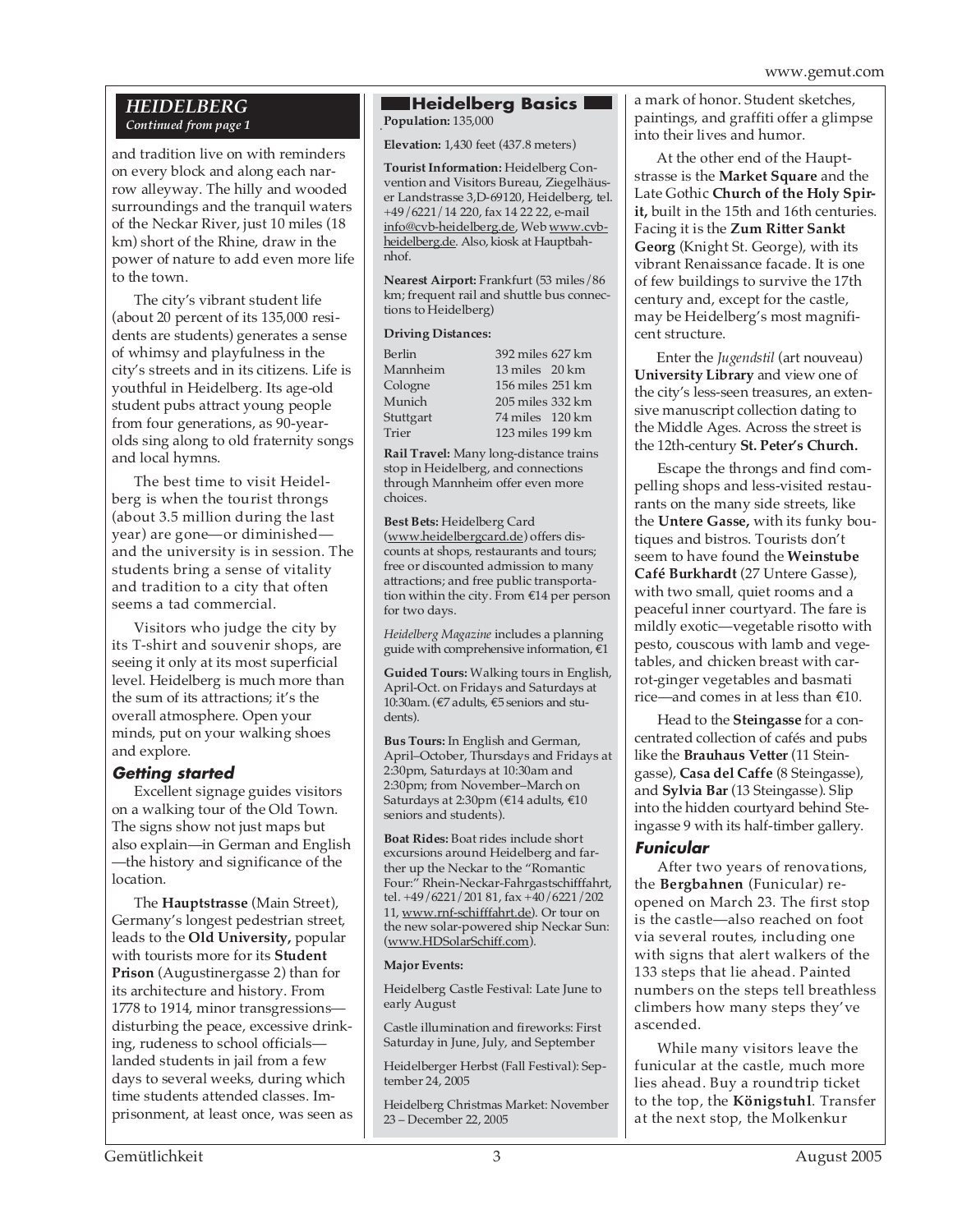## HEIDELBERG

*Continued from page 1*

and tradition live on with reminders on every block and along each narrow alleyway. The hilly and wooded surroundings and the tranquil waters of the Neckar River, just 10 miles (18 km) short of the Rhine, draw in the power of nature to add even more life to the town.

The city's vibrant student life (about 20 percent of its 135,000 residents are students) generates a sense of whimsy and playfulness in the city's streets and in its citizens. Life is youthful in Heidelberg. Its age-old student pubs attract young people from four generations, as 90-year-olds sing along to old fraternity songs and local hymns.

The best time to visit Heidelberg is when the tourist throngs (about 3.5 million during the last year) are gone—or diminished—and the university is in session. The students bring a sense of vitality and tradition to a city that often seems a tad commercial.

Visitors who judge the city by its T-shirt and souvenir shops, are seeing it only at its most superficial level. Heidelberg is much more than the sum of its attractions; it's the overall atmosphere. Open your minds, put on your walking shoes and explore.

### Getting started

Excellent signage guides visitors on a walking tour of the Old Town. The signs show not just maps but also explain—in German and English—the history and significance of the location.

The **Hauptstrasse** (Main Street), Germany's longest pedestrian street, leads to the **Old University,** popular with tourists more for its **Student Prison** (Augustinergasse 2) than for its architecture and history. From 1778 to 1914, minor transgressions—disturbing the peace, excessive drinking, rudeness to school officials—landed students in jail from a few days to several weeks, during which time students attended classes. Imprisonment, at least once, was seen as a mark of honor. Student sketches, paintings, and graffiti offer a glimpse into their lives and humor.

At the other end of the Hauptstrasse is the **Market Square** and the Late Gothic **Church of the Holy Spirit,** built in the 15th and 16th centuries. Facing it is the **Zum Ritter Sankt Georg** (Knight St. George), with its vibrant Renaissance facade. It is one of few buildings to survive the 17th century and, except for the castle, may be Heidelberg's most magnificent structure.

Enter the *Jugendstil* (art nouveau) **University Library** and view one of the city's less-seen treasures, an extensive manuscript collection dating to the Middle Ages. Across the street is the 12th-century **St. Peter's Church.**

Escape the throngs and find compelling shops and less-visited restaurants on the many side streets, like the **Untere Gasse,** with its funky boutiques and bistros. Tourists don't seem to have found the **Weinstube Café Burkhardt** (27 Untere Gasse), with two small, quiet rooms and a peaceful inner courtyard. The fare is mildly exotic—vegetable risotto with pesto, couscous with lamb and vegetables, and chicken breast with carrot-ginger vegetables and basmati rice—and comes in at less than €10.

Head to the **Steingasse** for a concentrated collection of cafés and pubs like the **Brauhaus Vetter** (11 Steingasse), **Casa del Caffe** (8 Steingasse), and **Sylvia Bar** (13 Steingasse). Slip into the hidden courtyard behind Steingasse 9 with its half-timber gallery.

### Funicular

After two years of renovations, the **Bergbahnen** (Funicular) reopened on March 23. The first stop is the castle—also reached on foot via several routes, including one with signs that alert walkers of the 133 steps that lie ahead. Painted numbers on the steps tell breathless climbers how many steps they've ascended.

While many visitors leave the funicular at the castle, much more lies ahead. Buy a roundtrip ticket to the top, the **Königstuhl**. Transfer at the next stop, the Molkenkur

---

### Heidelberg Basics

**Population:** 135,000

**Elevation:** 1,430 feet (437.8 meters)

**Tourist Information:** Heidelberg Convention and Visitors Bureau, Ziegelhäuser Landstrasse 3,D-69120, Heidelberg, tel. +49/6221/14 220, fax 14 22 22, e-mail info@cvb-heidelberg.de, Web www.cvb-heidelberg.de. Also, kiosk at Hauptbahnhof.

**Nearest Airport:** Frankfurt (53 miles/86 km; frequent rail and shuttle bus connections to Heidelberg)

**Driving Distances:**

| | | |
|---|---|---|
| Berlin | 392 miles | 627 km |
| Mannheim | 13 miles | 20 km |
| Cologne | 156 miles | 251 km |
| Munich | 205 miles | 332 km |
| Stuttgart | 74 miles | 120 km |
| Trier | 123 miles | 199 km |

**Rail Travel:** Many long-distance trains stop in Heidelberg, and connections through Mannheim offer even more choices.

**Best Bets:** Heidelberg Card (www.heidelbergcard.de) offers discounts at shops, restaurants and tours; free or discounted admission to many attractions; and free public transportation within the city. From €14 per person for two days.

*Heidelberg Magazine* includes a planning guide with comprehensive information, €1

**Guided Tours:** Walking tours in English, April-Oct. on Fridays and Saturdays at 10:30am. (€7 adults, €5 seniors and students).

**Bus Tours:** In English and German, April–October, Thursdays and Fridays at 2:30pm, Saturdays at 10:30am and 2:30pm; from November–March on Saturdays at 2:30pm (€14 adults, €10 seniors and students).

**Boat Rides:** Boat rides include short excursions around Heidelberg and farther up the Neckar to the "Romantic Four:" Rhein-Neckar-Fahrgastschifffahrt, tel. +49/6221/201 81, fax +40/6221/202 11, www.rnf-schifffahrt.de). Or tour on the new solar-powered ship Neckar Sun: (www.HDSolarSchiff.com).

**Major Events:**

Heidelberg Castle Festival: Late June to early August

Castle illumination and fireworks: First Saturday in June, July, and September

Heidelberger Herbst (Fall Festival): September 24, 2005

Heidelberg Christmas Market: November 23 – December 22, 2005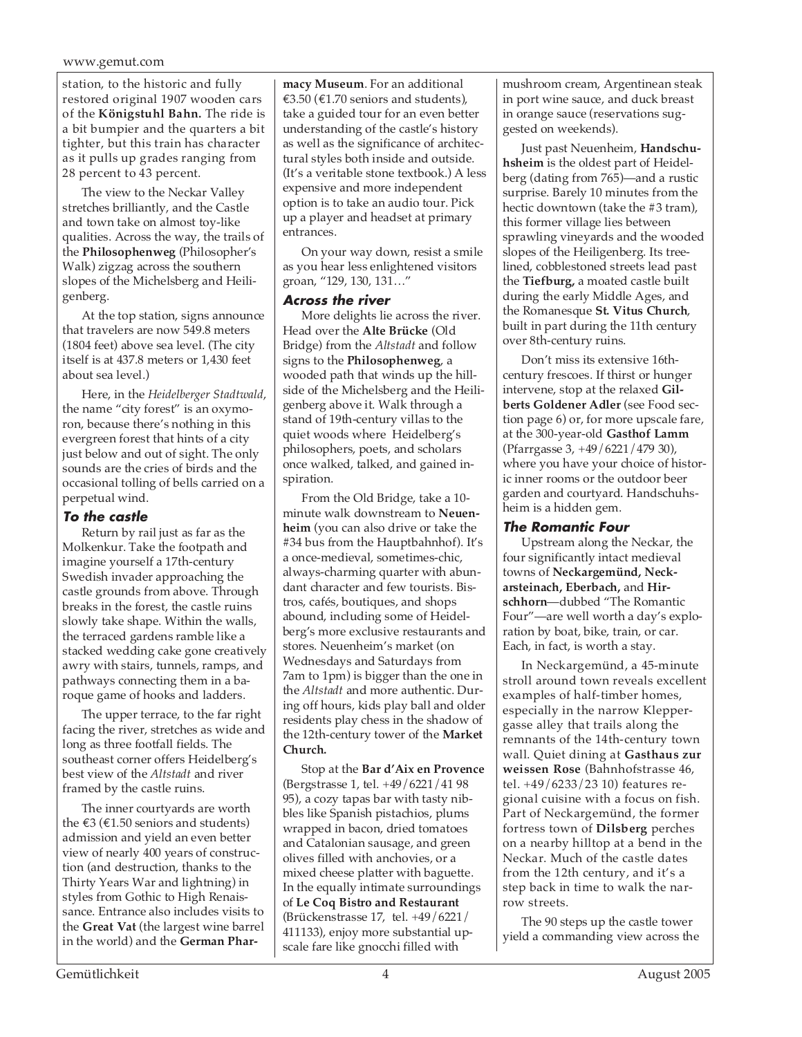station, to the historic and fully restored original 1907 wooden cars of the **Königstuhl Bahn.** The ride is a bit bumpier and the quarters a bit tighter, but this train has character as it pulls up grades ranging from 28 percent to 43 percent.

The view to the Neckar Valley stretches brilliantly, and the Castle and town take on almost toy-like qualities. Across the way, the trails of the **Philosophenweg** (Philosopher's Walk) zigzag across the southern slopes of the Michelsberg and Heiligenberg.

At the top station, signs announce that travelers are now 549.8 meters (1804 feet) above sea level. (The city itself is at 437.8 meters or 1,430 feet about sea level.)

Here, in the *Heidelberger Stadtwald*, the name "city forest" is an oxymoron, because there's nothing in this evergreen forest that hints of a city just below and out of sight. The only sounds are the cries of birds and the occasional tolling of bells carried on a perpetual wind.

### To the castle

Return by rail just as far as the Molkenkur. Take the footpath and imagine yourself a 17th-century Swedish invader approaching the castle grounds from above. Through breaks in the forest, the castle ruins slowly take shape. Within the walls, the terraced gardens ramble like a stacked wedding cake gone creatively awry with stairs, tunnels, ramps, and pathways connecting them in a baroque game of hooks and ladders.

The upper terrace, to the far right facing the river, stretches as wide and long as three footfall fields. The southeast corner offers Heidelberg's best view of the *Altstadt* and river framed by the castle ruins.

The inner courtyards are worth the €3 (€1.50 seniors and students) admission and yield an even better view of nearly 400 years of construction (and destruction, thanks to the Thirty Years War and lightning) in styles from Gothic to High Renaissance. Entrance also includes visits to the **Great Vat** (the largest wine barrel in the world) and the **German Pharmacy Museum**. For an additional €3.50 (€1.70 seniors and students), take a guided tour for an even better understanding of the castle's history as well as the significance of architectural styles both inside and outside. (It's a veritable stone textbook.) A less expensive and more independent option is to take an audio tour. Pick up a player and headset at primary entrances.

On your way down, resist a smile as you hear less enlightened visitors groan, "129, 130, 131…"

### Across the river

More delights lie across the river. Head over the **Alte Brücke** (Old Bridge) from the *Altstadt* and follow signs to the **Philosophenweg**, a wooded path that winds up the hillside of the Michelsberg and the Heiligenberg above it. Walk through a stand of 19th-century villas to the quiet woods where Heidelberg's philosophers, poets, and scholars once walked, talked, and gained inspiration.

From the Old Bridge, take a 10-minute walk downstream to **Neuenheim** (you can also drive or take the #34 bus from the Hauptbahnhof). It's a once-medieval, sometimes-chic, always-charming quarter with abundant character and few tourists. Bistros, cafés, boutiques, and shops abound, including some of Heidelberg's more exclusive restaurants and stores. Neuenheim's market (on Wednesdays and Saturdays from 7am to 1pm) is bigger than the one in the *Altstadt* and more authentic. During off hours, kids play ball and older residents play chess in the shadow of the 12th-century tower of the **Market Church.**

Stop at the **Bar d'Aix en Provence** (Bergstrasse 1, tel. +49/6221/41 98 95), a cozy tapas bar with tasty nibbles like Spanish pistachios, plums wrapped in bacon, dried tomatoes and Catalonian sausage, and green olives filled with anchovies, or a mixed cheese platter with baguette. In the equally intimate surroundings of **Le Coq Bistro and Restaurant** (Brückenstrasse 17, tel. +49/6221/411133), enjoy more substantial upscale fare like gnocchi filled with mushroom cream, Argentinean steak in port wine sauce, and duck breast in orange sauce (reservations suggested on weekends).

Just past Neuenheim, **Handschuhsheim** is the oldest part of Heidelberg (dating from 765)—and a rustic surprise. Barely 10 minutes from the hectic downtown (take the #3 tram), this former village lies between sprawling vineyards and the wooded slopes of the Heiligenberg. Its tree-lined, cobblestoned streets lead past the **Tiefburg,** a moated castle built during the early Middle Ages, and the Romanesque **St. Vitus Church**, built in part during the 11th century over 8th-century ruins.

Don't miss its extensive 16th-century frescoes. If thirst or hunger intervene, stop at the relaxed **Gilberts Goldener Adler** (see Food section page 6) or, for more upscale fare, at the 300-year-old **Gasthof Lamm** (Pfarrgasse 3, +49/6221/479 30), where you have your choice of historic inner rooms or the outdoor beer garden and courtyard. Handschuhsheim is a hidden gem.

### The Romantic Four

Upstream along the Neckar, the four significantly intact medieval towns of **Neckargemünd, Neckarsteinach, Eberbach,** and **Hirschhorn**—dubbed "The Romantic Four"—are well worth a day's exploration by boat, bike, train, or car. Each, in fact, is worth a stay.

In Neckargemünd, a 45-minute stroll around town reveals excellent examples of half-timber homes, especially in the narrow Kleppergasse alley that trails along the remnants of the 14th-century town wall. Quiet dining at **Gasthaus zur weissen Rose** (Bahnhofstrasse 46, tel. +49/6233/23 10) features regional cuisine with a focus on fish. Part of Neckargemünd, the former fortress town of **Dilsberg** perches on a nearby hilltop at a bend in the Neckar. Much of the castle dates from the 12th century, and it's a step back in time to walk the narrow streets.

The 90 steps up the castle tower yield a commanding view across the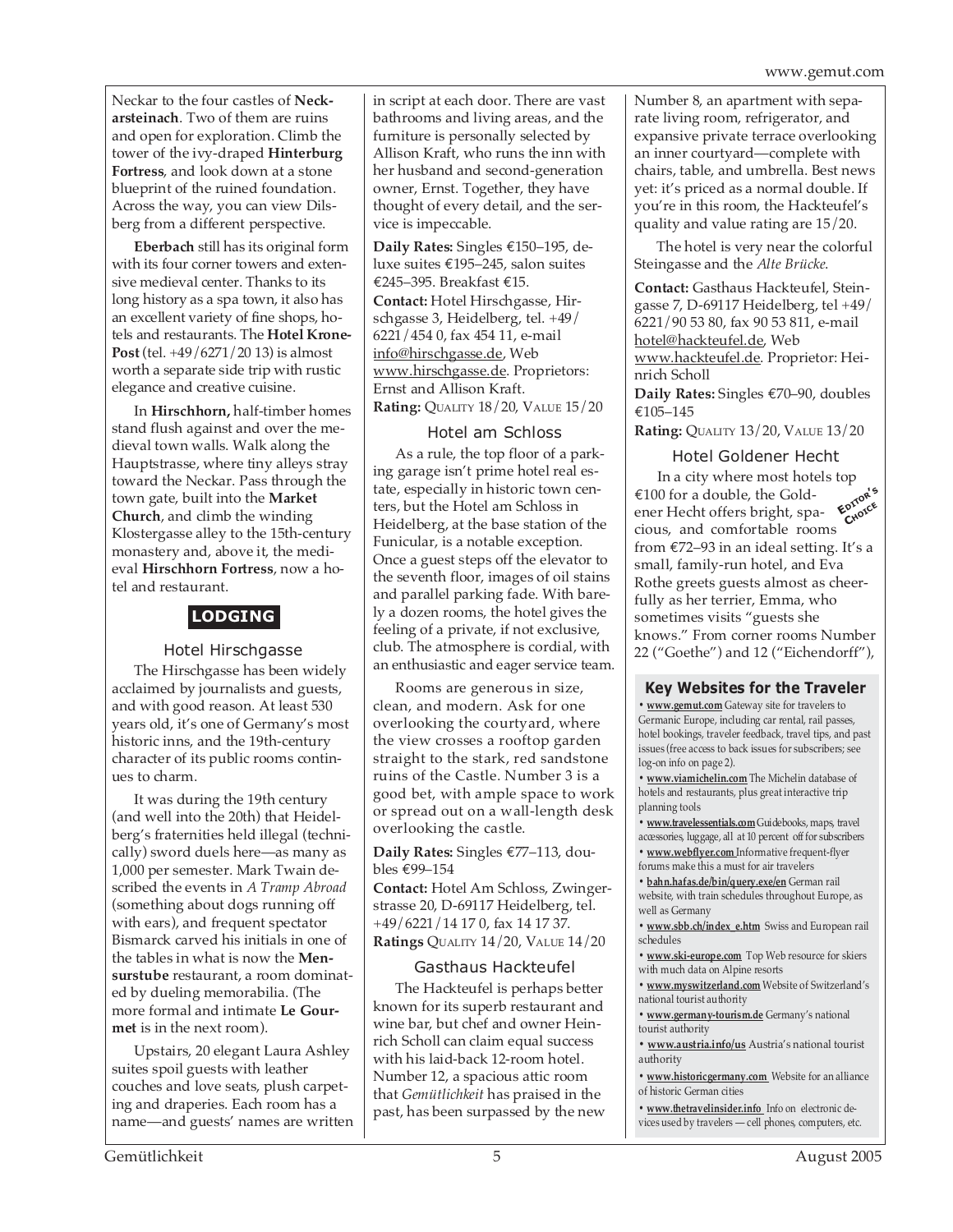Neckar to the four castles of **Neckarsteinach**. Two of them are ruins and open for exploration. Climb the tower of the ivy-draped **Hinterburg Fortress**, and look down at a stone blueprint of the ruined foundation. Across the way, you can view Dilsberg from a different perspective.

**Eberbach** still has its original form with its four corner towers and extensive medieval center. Thanks to its long history as a spa town, it also has an excellent variety of fine shops, hotels and restaurants. The **Hotel Krone-Post** (tel. +49/6271/20 13) is almost worth a separate side trip with rustic elegance and creative cuisine.

In **Hirschhorn,** half-timber homes stand flush against and over the medieval town walls. Walk along the Hauptstrasse, where tiny alleys stray toward the Neckar. Pass through the town gate, built into the **Market Church**, and climb the winding Klostergasse alley to the 15th-century monastery and, above it, the medieval **Hirschhorn Fortress**, now a hotel and restaurant.

## LODGING

### Hotel Hirschgasse

The Hirschgasse has been widely acclaimed by journalists and guests, and with good reason. At least 530 years old, it's one of Germany's most historic inns, and the 19th-century character of its public rooms continues to charm.

It was during the 19th century (and well into the 20th) that Heidelberg's fraternities held illegal (technically) sword duels here—as many as 1,000 per semester. Mark Twain described the events in *A Tramp Abroad* (something about dogs running off with ears), and frequent spectator Bismarck carved his initials in one of the tables in what is now the **Mensurstube** restaurant, a room dominated by dueling memorabilia. (The more formal and intimate **Le Gourmet** is in the next room).

Upstairs, 20 elegant Laura Ashley suites spoil guests with leather couches and love seats, plush carpeting and draperies. Each room has a name—and guests' names are written in script at each door. There are vast bathrooms and living areas, and the furniture is personally selected by Allison Kraft, who runs the inn with her husband and second-generation owner, Ernst. Together, they have thought of every detail, and the service is impeccable.

**Daily Rates:** Singles €150–195, deluxe suites €195–245, salon suites €245–395. Breakfast €15.
**Contact:** Hotel Hirschgasse, Hirschgasse 3, Heidelberg, tel. +49/6221/454 0, fax 454 11, e-mail info@hirschgasse.de, Web www.hirschgasse.de. Proprietors: Ernst and Allison Kraft.
**Rating:** QUALITY 18/20, VALUE 15/20

### Hotel am Schloss

As a rule, the top floor of a parking garage isn't prime hotel real estate, especially in historic town centers, but the Hotel am Schloss in Heidelberg, at the base station of the Funicular, is a notable exception. Once a guest steps off the elevator to the seventh floor, images of oil stains and parallel parking fade. With barely a dozen rooms, the hotel gives the feeling of a private, if not exclusive, club. The atmosphere is cordial, with an enthusiastic and eager service team.

Rooms are generous in size, clean, and modern. Ask for one overlooking the courtyard, where the view crosses a rooftop garden straight to the stark, red sandstone ruins of the Castle. Number 3 is a good bet, with ample space to work or spread out on a wall-length desk overlooking the castle.

**Daily Rates:** Singles €77–113, doubles €99–154
**Contact:** Hotel Am Schloss, Zwingerstrasse 20, D-69117 Heidelberg, tel. +49/6221/14 17 0, fax 14 17 37.
**Ratings** QUALITY 14/20, VALUE 14/20

### Gasthaus Hackteufel

The Hackteufel is perhaps better known for its superb restaurant and wine bar, but chef and owner Heinrich Scholl can claim equal success with his laid-back 12-room hotel. Number 12, a spacious attic room that *Gemütlichkeit* has praised in the past, has been surpassed by the new Number 8, an apartment with separate living room, refrigerator, and expansive private terrace overlooking an inner courtyard—complete with chairs, table, and umbrella. Best news yet: it's priced as a normal double. If you're in this room, the Hackteufel's quality and value rating are 15/20.

The hotel is very near the colorful Steingasse and the *Alte Brücke*.

**Contact:** Gasthaus Hackteufel, Steingasse 7, D-69117 Heidelberg, tel +49/6221/90 53 80, fax 90 53 811, e-mail hotel@hackteufel.de, Web www.hackteufel.de. Proprietor: Heinrich Scholl
**Daily Rates:** Singles €70–90, doubles €105–145
**Rating:** QUALITY 13/20, VALUE 13/20

### Hotel Goldener Hecht

EDITOR'S CHOICE

In a city where most hotels top €100 for a double, the Goldener Hecht offers bright, spacious, and comfortable rooms from €72–93 in an ideal setting. It's a small, family-run hotel, and Eva Rothe greets guests almost as cheerfully as her terrier, Emma, who sometimes visits "guests she knows." From corner rooms Number 22 ("Goethe") and 12 ("Eichendorff"),

### Key Websites for the Traveler

- **www.gemut.com** Gateway site for travelers to Germanic Europe, including car rental, rail passes, hotel bookings, traveler feedback, travel tips, and past issues (free access to back issues for subscribers; see log-on info on page 2).
- **www.viamichelin.com** The Michelin database of hotels and restaurants, plus great interactive trip planning tools
- **www.travelessentials.com** Guidebooks, maps, travel accessories, luggage, all at 10 percent off for subscribers
- **www.webflyer.com** Informative frequent-flyer forums make this a must for air travelers
- **bahn.hafas.de/bin/query.exe/en** German rail website, with train schedules throughout Europe, as well as Germany
- **www.sbb.ch/index_e.htm** Swiss and European rail schedules
- **www.ski-europe.com** Top Web resource for skiers with much data on Alpine resorts
- **www.myswitzerland.com** Website of Switzerland's national tourist authority
- **www.germany-tourism.de** Germany's national tourist authority
- **www.austria.info/us** Austria's national tourist authority
- **www.historicgermany.com** Website for an alliance of historic German cities
- **www.thetravelinsider.info** Info on electronic devices used by travelers — cell phones, computers, etc.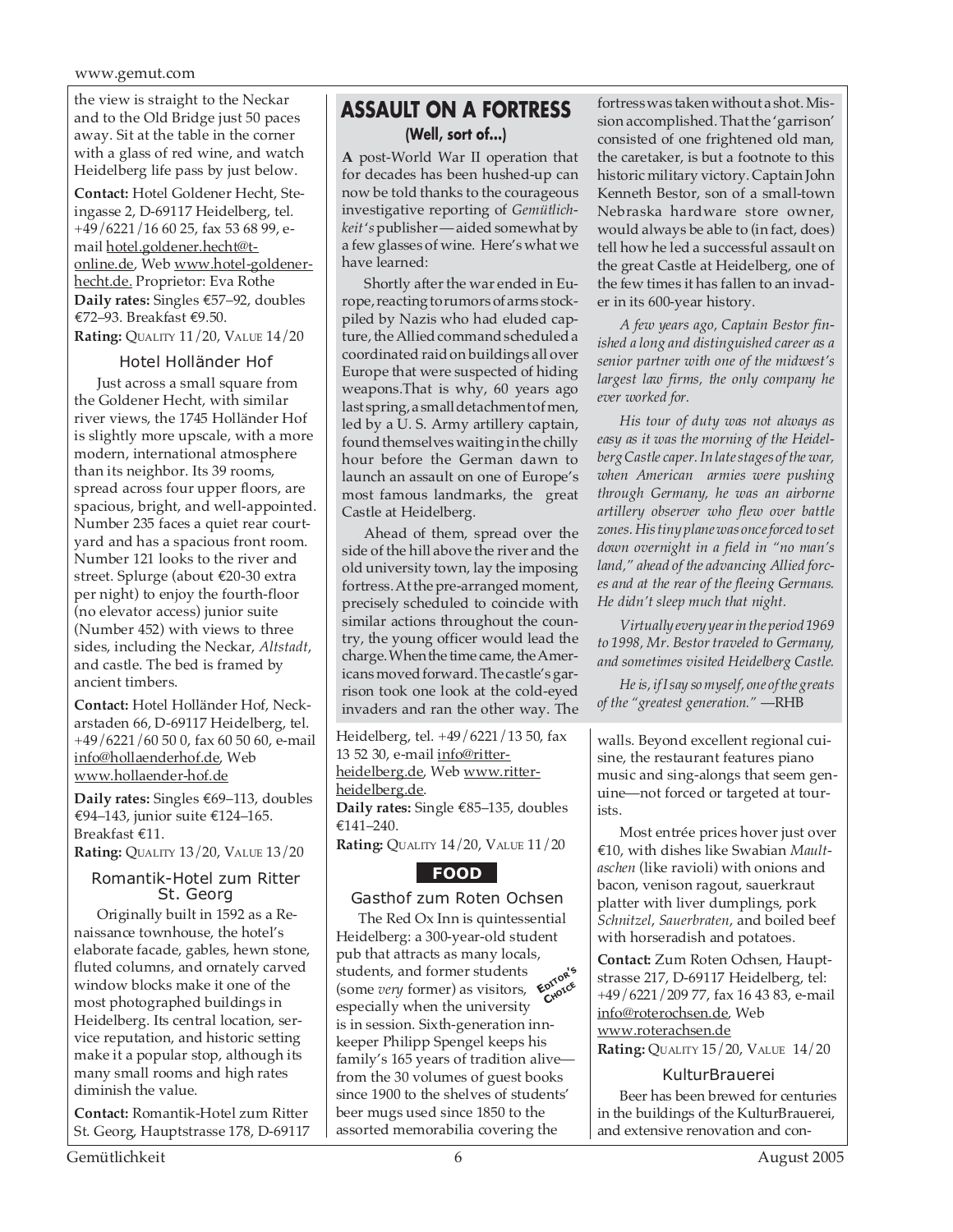the view is straight to the Neckar and to the Old Bridge just 50 paces away. Sit at the table in the corner with a glass of red wine, and watch Heidelberg life pass by just below.

**Contact:** Hotel Goldener Hecht, Steingasse 2, D-69117 Heidelberg, tel. +49/6221/16 60 25, fax 53 68 99, e-mail hotel.goldener.hecht@t-online.de, Web www.hotel-goldener-hecht.de. Proprietor: Eva Rothe

**Daily rates:** Singles €57–92, doubles €72–93. Breakfast €9.50.

**Rating:** QUALITY 11/20, VALUE 14/20

### Hotel Holländer Hof

Just across a small square from the Goldener Hecht, with similar river views, the 1745 Holländer Hof is slightly more upscale, with a more modern, international atmosphere than its neighbor. Its 39 rooms, spread across four upper floors, are spacious, bright, and well-appointed. Number 235 faces a quiet rear courtyard and has a spacious front room. Number 121 looks to the river and street. Splurge (about €20-30 extra per night) to enjoy the fourth-floor (no elevator access) junior suite (Number 452) with views to three sides, including the Neckar, *Altstadt*, and castle. The bed is framed by ancient timbers.

**Contact:** Hotel Holländer Hof, Neckarstaden 66, D-69117 Heidelberg, tel. +49/6221/60 50 0, fax 60 50 60, e-mail info@hollaenderhof.de, Web www.hollaender-hof.de

**Daily rates:** Singles €69–113, doubles €94–143, junior suite €124–165. Breakfast €11.

**Rating:** QUALITY 13/20, VALUE 13/20

### Romantik-Hotel zum Ritter St. Georg

Originally built in 1592 as a Renaissance townhouse, the hotel's elaborate facade, gables, hewn stone, fluted columns, and ornately carved window blocks make it one of the most photographed buildings in Heidelberg. Its central location, service reputation, and historic setting make it a popular stop, although its many small rooms and high rates diminish the value.

**Contact:** Romantik-Hotel zum Ritter St. Georg, Hauptstrasse 178, D-69117 Heidelberg, tel. +49/6221/13 50, fax 13 52 30, e-mail info@ritter-heidelberg.de, Web www.ritter-heidelberg.de.

**Daily rates:** Single €85–135, doubles €141–240.

**Rating:** QUALITY 14/20, VALUE 11/20

## ASSAULT ON A FORTRESS

**(Well, sort of...)**

**A** post-World War II operation that for decades has been hushed-up can now be told thanks to the courageous investigative reporting of *Gemütlichkeit's* publisher — aided somewhat by a few glasses of wine. Here's what we have learned:

Shortly after the war ended in Europe, reacting to rumors of arms stockpiled by Nazis who had eluded capture, the Allied command scheduled a coordinated raid on buildings all over Europe that were suspected of hiding weapons. That is why, 60 years ago last spring, a small detachment of men, led by a U. S. Army artillery captain, found themselves waiting in the chilly hour before the German dawn to launch an assault on one of Europe's most famous landmarks, the great Castle at Heidelberg.

Ahead of them, spread over the side of the hill above the river and the old university town, lay the imposing fortress. At the pre-arranged moment, precisely scheduled to coincide with similar actions throughout the country, the young officer would lead the charge. When the time came, the Americans moved forward. The castle's garrison took one look at the cold-eyed invaders and ran the other way. The fortress was taken without a shot. Mission accomplished. That the 'garrison' consisted of one frightened old man, the caretaker, is but a footnote to this historic military victory. Captain John Kenneth Bestor, son of a small-town Nebraska hardware store owner, would always be able to (in fact, does) tell how he led a successful assault on the great Castle at Heidelberg, one of the few times it has fallen to an invader in its 600-year history.

*A few years ago, Captain Bestor finished a long and distinguished career as a senior partner with one of the midwest's largest law firms, the only company he ever worked for.*

*His tour of duty was not always as easy as it was the morning of the Heidelberg Castle caper. In late stages of the war, when American armies were pushing through Germany, he was an airborne artillery observer who flew over battle zones. His tiny plane was once forced to set down overnight in a field in "no man's land," ahead of the advancing Allied forces and at the rear of the fleeing Germans. He didn't sleep much that night.*

*Virtually every year in the period 1969 to 1998, Mr. Bestor traveled to Germany, and sometimes visited Heidelberg Castle.*

*He is, if I say so myself, one of the greats of the "greatest generation."* —RHB

## FOOD

### Gasthof zum Roten Ochsen

EDITOR'S CHOICE

The Red Ox Inn is quintessential Heidelberg: a 300-year-old student pub that attracts as many locals, students, and former students (some *very* former) as visitors, especially when the university is in session. Sixth-generation innkeeper Philipp Spengel keeps his family's 165 years of tradition alive—from the 30 volumes of guest books since 1900 to the shelves of students' beer mugs used since 1850 to the assorted memorabilia covering the walls. Beyond excellent regional cuisine, the restaurant features piano music and sing-alongs that seem genuine—not forced or targeted at tourists.

Most entrée prices hover just over €10, with dishes like Swabian *Maultaschen* (like ravioli) with onions and bacon, venison ragout, sauerkraut platter with liver dumplings, pork *Schnitzel*, *Sauerbraten*, and boiled beef with horseradish and potatoes.

**Contact:** Zum Roten Ochsen, Hauptstrasse 217, D-69117 Heidelberg, tel: +49/6221/209 77, fax 16 43 83, e-mail info@roterochsen.de, Web www.roterachsen.de

**Rating:** QUALITY 15/20, VALUE 14/20

### KulturBrauerei

Beer has been brewed for centuries in the buildings of the KulturBrauerei, and extensive renovation and con-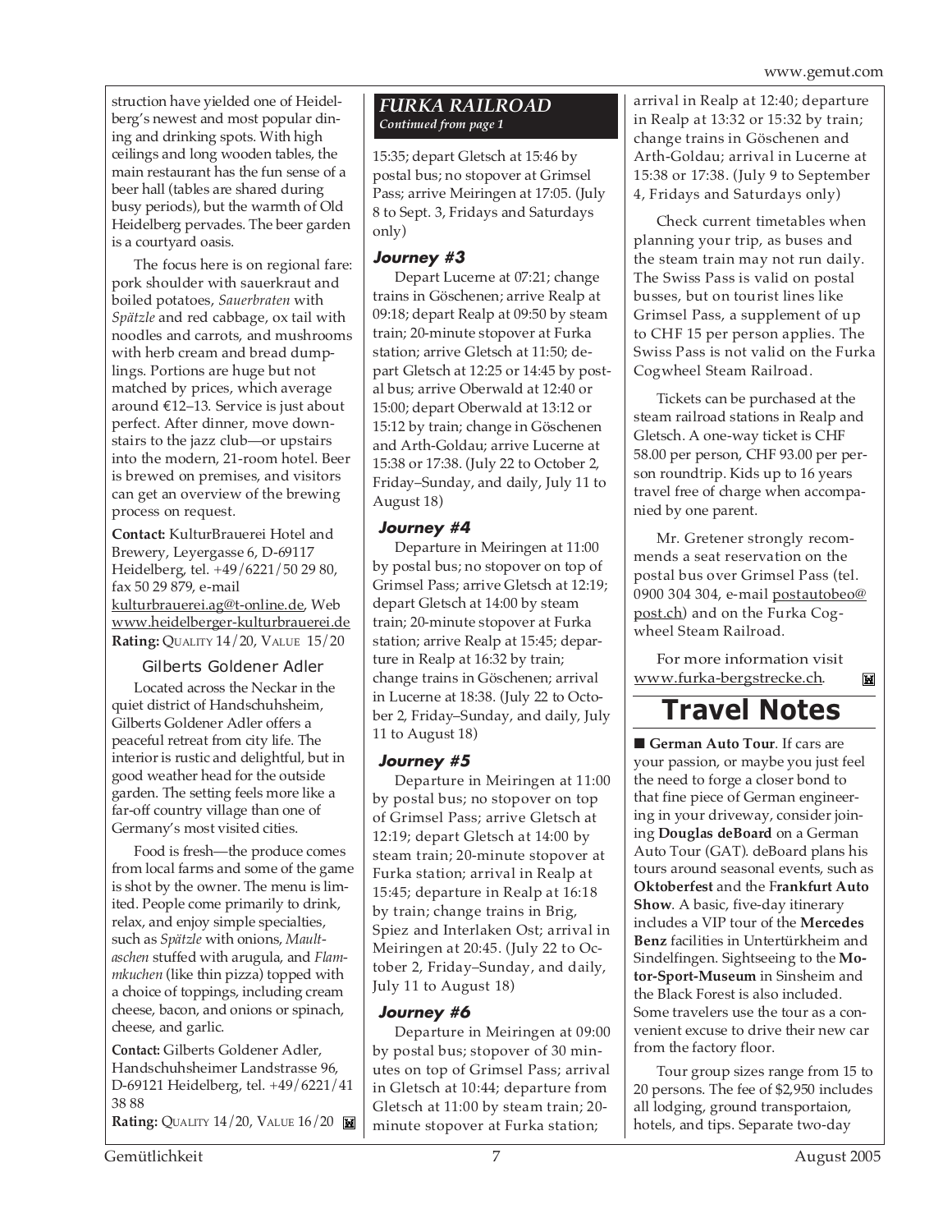struction have yielded one of Heidelberg's newest and most popular dining and drinking spots. With high ceilings and long wooden tables, the main restaurant has the fun sense of a beer hall (tables are shared during busy periods), but the warmth of Old Heidelberg pervades. The beer garden is a courtyard oasis.

The focus here is on regional fare: pork shoulder with sauerkraut and boiled potatoes, *Sauerbraten* with *Spätzle* and red cabbage, ox tail with noodles and carrots, and mushrooms with herb cream and bread dumplings. Portions are huge but not matched by prices, which average around €12–13. Service is just about perfect. After dinner, move downstairs to the jazz club—or upstairs into the modern, 21-room hotel. Beer is brewed on premises, and visitors can get an overview of the brewing process on request.

**Contact:** KulturBrauerei Hotel and Brewery, Leyergasse 6, D-69117 Heidelberg, tel. +49/6221/50 29 80, fax 50 29 879, e-mail kulturbrauerei.ag@t-online.de, Web www.heidelberger-kulturbrauerei.de
**Rating:** QUALITY 14/20, VALUE 15/20

### Gilberts Goldener Adler

Located across the Neckar in the quiet district of Handschuhsheim, Gilberts Goldener Adler offers a peaceful retreat from city life. The interior is rustic and delightful, but in good weather head for the outside garden. The setting feels more like a far-off country village than one of Germany's most visited cities.

Food is fresh—the produce comes from local farms and some of the game is shot by the owner. The menu is limited. People come primarily to drink, relax, and enjoy simple specialties, such as *Spätzle* with onions, *Maultaschen* stuffed with arugula, and *Flammkuchen* (like thin pizza) topped with a choice of toppings, including cream cheese, bacon, and onions or spinach, cheese, and garlic.

**Contact:** Gilberts Goldener Adler, Handschuhsheimer Landstrasse 96, D-69121 Heidelberg, tel. +49/6221/41 38 88
**Rating:** QUALITY 14/20, VALUE 16/20

## *FURKA RAILROAD*
*Continued from page 1*

15:35; depart Gletsch at 15:46 by postal bus; no stopover at Grimsel Pass; arrive Meiringen at 17:05. (July 8 to Sept. 3, Fridays and Saturdays only)

### *Journey #3*

Depart Lucerne at 07:21; change trains in Göschenen; arrive Realp at 09:18; depart Realp at 09:50 by steam train; 20-minute stopover at Furka station; arrive Gletsch at 11:50; depart Gletsch at 12:25 or 14:45 by postal bus; arrive Oberwald at 12:40 or 15:00; depart Oberwald at 13:12 or 15:12 by train; change in Göschenen and Arth-Goldau; arrive Lucerne at 15:38 or 17:38. (July 22 to October 2, Friday–Sunday, and daily, July 11 to August 18)

### *Journey #4*

Departure in Meiringen at 11:00 by postal bus; no stopover on top of Grimsel Pass; arrive Gletsch at 12:19; depart Gletsch at 14:00 by steam train; 20-minute stopover at Furka station; arrive Realp at 15:45; departure in Realp at 16:32 by train; change trains in Göschenen; arrival in Lucerne at 18:38. (July 22 to October 2, Friday–Sunday, and daily, July 11 to August 18)

### *Journey #5*

Departure in Meiringen at 11:00 by postal bus; no stopover on top of Grimsel Pass; arrive Gletsch at 12:19; depart Gletsch at 14:00 by steam train; 20-minute stopover at Furka station; arrival in Realp at 15:45; departure in Realp at 16:18 by train; change trains in Brig, Spiez and Interlaken Ost; arrival in Meiringen at 20:45. (July 22 to October 2, Friday–Sunday, and daily, July 11 to August 18)

### *Journey #6*

Departure in Meiringen at 09:00 by postal bus; stopover of 30 minutes on top of Grimsel Pass; arrival in Gletsch at 10:44; departure from Gletsch at 11:00 by steam train; 20-minute stopover at Furka station; arrival in Realp at 12:40; departure in Realp at 13:32 or 15:32 by train; change trains in Göschenen and Arth-Goldau; arrival in Lucerne at 15:38 or 17:38. (July 9 to September 4, Fridays and Saturdays only)

Check current timetables when planning your trip, as buses and the steam train may not run daily. The Swiss Pass is valid on postal busses, but on tourist lines like Grimsel Pass, a supplement of up to CHF 15 per person applies. The Swiss Pass is not valid on the Furka Cogwheel Steam Railroad.

Tickets can be purchased at the steam railroad stations in Realp and Gletsch. A one-way ticket is CHF 58.00 per person, CHF 93.00 per person roundtrip. Kids up to 16 years travel free of charge when accompanied by one parent.

Mr. Gretener strongly recommends a seat reservation on the postal bus over Grimsel Pass (tel. 0900 304 304, e-mail postautobeo@post.ch) and on the Furka Cogwheel Steam Railroad.

For more information visit www.furka-bergstrecke.ch.

# Travel Notes

■ **German Auto Tour**. If cars are your passion, or maybe you just feel the need to forge a closer bond to that fine piece of German engineering in your driveway, consider joining **Douglas deBoard** on a German Auto Tour (GAT). deBoard plans his tours around seasonal events, such as **Oktoberfest** and the F**rankfurt Auto Show**. A basic, five-day itinerary includes a VIP tour of the **Mercedes Benz** facilities in Untertürkheim and Sindelfingen. Sightseeing to the **Motor-Sport-Museum** in Sinsheim and the Black Forest is also included. Some travelers use the tour as a convenient excuse to drive their new car from the factory floor.

Tour group sizes range from 15 to 20 persons. The fee of $2,950 includes all lodging, ground transportaion, hotels, and tips. Separate two-day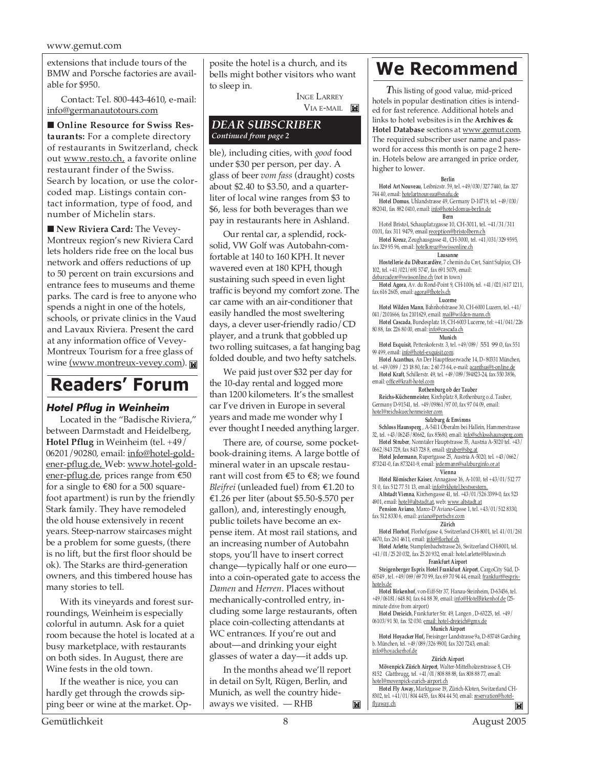extensions that include tours of the BMW and Porsche factories are available for $950.

Contact: Tel. 800-443-4610, e-mail: info@germanautotours.com

■ **Online Resource for Swiss Restaurants:** For a complete directory of restaurants in Switzerland, check out www.resto.ch, a favorite online restaurant finder of the Swiss. Search by location, or use the color-coded map. Listings contain contact information, type of food, and number of Michelin stars.

■ **New Riviera Card:** The Vevey-Montreux region's new Riviera Card lets holders ride free on the local bus network and offers reductions of up to 50 percent on train excursions and entrance fees to museums and theme parks. The card is free to anyone who spends a night in one of the hotels, schools, or private clinics in the Vaud and Lavaux Riviera. Present the card at any information office of Vevey-Montreux Tourism for a free glass of wine (www.montreux-vevey.com).

# Readers' Forum

### *Hotel Pflug in Weinheim*

Located in the "Badische Riviera," between Darmstadt and Heidelberg, **Hotel Pflug** in Weinheim (tel. +49/06201/90280, email: info@hotel-goldener-pflug.de, Web: www.hotel-goldener-pflug.de, prices range from €50 for a single to €80 for a 500 square-foot apartment) is run by the friendly Stark family. They have remodeled the old house extensively in recent years. Steep-narrow staircases might be a problem for some guests, (there is no lift, but the first floor should be ok). The Starks are third-generation owners, and this timbered house has many stories to tell.

With its vineyards and forest surroundings, Weinheim is especially colorful in autumn. Ask for a quiet room because the hotel is located at a busy marketplace, with restaurants on both sides. In August, there are Wine fests in the old town.

If the weather is nice, you can hardly get through the crowds sipping beer or wine at the market. Opposite the hotel is a church, and its bells might bother visitors who want to sleep in.

INGE LARREY
VIA E-MAIL

### *DEAR SUBSCRIBER*
***Continued from page 2***

ble), including cities, with *good* food under $30 per person, per day. A glass of beer *vom fass* (draught) costs about $2.40 to $3.50, and a quarter-liter of local wine ranges from $3 to $6, less for both beverages than we pay in restaurants here in Ashland.

Our rental car, a splendid, rock-solid, VW Golf was Autobahn-comfortable at 140 to 160 KPH. It never wavered even at 180 KPH, though sustaining such speed in even light traffic is beyond my comfort zone. The car came with an air-conditioner that easily handled the most sweltering days, a clever user-friendly radio/CD player, and a trunk that gobbled up two rolling suitcases, a fat hanging bag folded double, and two hefty satchels.

We paid just over $32 per day for the 10-day rental and logged more than 1200 kilometers. It's the smallest car I've driven in Europe in several years and made me wonder why I ever thought I needed anything larger.

There are, of course, some pocketbook-draining items. A large bottle of mineral water in an upscale restaurant will cost from €5 to €8; we found *Bleifrei* (unleaded fuel) from €1.20 to €1.26 per liter (about $5.50-$.570 per gallon), and, interestingly enough, public toilets have become an expense item. At most rail stations, and an increasing number of Autobahn stops, you'll have to insert correct change—typically half or one euro—into a coin-operated gate to access the *Damen* and *Herren*. Places without mechanically-controlled entry, including some large restaurants, often place coin-collecting attendants at WC entrances. If you're out and about—and drinking your eight glasses of water a day—it adds up.

In the months ahead we'll report in detail on Sylt, Rügen, Berlin, and Munich, as well the country hideaways we visited. — RHB

# We Recommend

*This listing of good value, mid-priced hotels in popular destination cities is intended for fast reference. Additional hotels and links to hotel websites is in the **Archives & Hotel Database** sections at www.gemut.com. The required subscriber user name and password for access this month is on page 2 herein. Hotels below are arranged in price order, higher to lower.*

**Berlin**

**Hotel Art Nouveau**, Leibnizstr. 59, tel. +49/030/327 7440, fax 327 744 40, email: hotelartnouveau@snafu.de

**Hotel Domus**, Uhlandstrasse 49, Germany D-10719, tel. +49/030/882041, fax 882 0410, email: info@hotel-domus-berlin.de

**Bern**

Hotel Bristol, Schauplatzgasse 10, CH-3011, tel. +41/31/311 0101, fax 311 9479, email reception@bristolbern.ch

**Hotel Kreuz**, Zeughausgasse 41, CH-3000, tel. +41/031/329 9595, fax 329 95 96, email: hotelkreuz@swissonline.ch

**Lausanne**

**Hostellerie du Débarcardère**, 7 chemin du Cret, Saint Sulpice, CH-102, tel. +41/021/691 5747, fax 691 5079, email: debarcadere@swissonline.ch (not in town)

**Hotel Agora**, Av. du Rond-Point 9, CH-1006, tel. +41/021/617 1211, fax 616 2605, email: agora@fhotels.ch

**Lucerne**

**Hotel Wilden Mann**, Bahnhofstrasse 30, CH-6000 Luzern, tel. +41/041/2101666, fax 2101629, email: mail@wilden-mann.ch

**Hotel Cascada**, Bundesplatz 18, CH-6003 Lucerne, tel.+41/041/226 80 88, fax 226 80 00, email: info@cascada.ch

**Munich**

**Hotel Exquisit**, Pettenkoferstr. 3, tel. +49/089/ 551 99 0, fax 551 99 499, email: info@hotel-exquisit.com.

**Hotel Acanthus**, An Der Hauptfeuerwache 14, D- 80331 München, tel. +49/089 / 23 18 80, fax: 2 60 73 64, e-mail: acanthus@t-online.de

**Hotel Kraft**, Schillerstr. 49, tel. +49/089/594823-24, fax 550 3856, email: office@kraft-hotel.com

**Rothenburg ob der Tauber**

**Reichs-Küchenmeister**, Kirchplatz 8, Rothenburg o.d. Tauber, Germany D-91541, tel. +49/09861/97 00, fax 97 04 09, email: hotel@reichskuechenmeister.com

**Salzburg & Environs**

**Schloss Haunsperg** , A-5411 Oberalm bei Hallein, Hammerstrasse 32, tel. +43/06245/80662, fax 85680, email: info@schlosshaunsperg.com

**Hotel Struber**, Nonntaler Hauptstrasse 35, Austria A-5020 tel. +43/0662/843 728, fax 843 728 8, email: struber@sbg.at

**Hotel Jedermann**, Rupertgasse 25, Austria A-5020, tel. +43/0662/873241-0, fax 873241-9, email: jedermann@salzburginfo.or.at

**Vienna**

**Hotel Römischer Kaiser**, Annagasse 16, A-1010, tel +43/01/512 77 51 0, fax 512 77 51 13, email: info@rkhotel.bestwestern.

**Altstadt Vienna**, Kirchengasse 41, tel. +43/01/526 3399-0, fax 523 4901, email: hotel@altstadt.at, web: www.altstadt.at

**Pension Aviano**, Marco-D'Aviano-Gasse 1, tel. +43/01/512 8330, fax 512 8330 6, email: aviano@pertschy.com

**Zürich**

**Hotel Florhof**, Florhofgasse 4, Switzerland CH-8001, tel. 41/01/261 4470, fax 261 4611, email: info@florhof.ch

**Hotel Arlette**, Stampfenbachstrasse 26, Switzerland CH-8001, tel. +41/01/25 20 032, fax 25 20 932, email: hotel.arlette@bluwin.ch

**Frankfurt Airport**

**Steigenberger Esprix Hotel Frankfurt Airport**, CargoCity Süd, D-60549 , tel. +49/069/69 70 99, fax 69 70 94 44, email: frankfurt@esprix-hotels.de

**Hotel Birkenhof**, von-Eiff-Str 37, Hanau-Steinheim, D-63456, tel. +49/06181/648 80, fax 64 88 39, email: info@HotelBirkenhof.de (25-minute drive from airport)

**Hotel Dreieich**, Frankfurter Str. 49, Langen , D-63225, tel. +49/06103/91 50, fax 52 030. email: hotel-dreieich@gmx.de

**Munich Airport**

**Hotel Hoyacker Hof**, Freisinger Landstrasse 9a, D-85748 Garching b. München, tel. +49/089/326 9900, fax 320 7243, email: info@hoyackerhof.de

**Zürich Airport**

**Mövenpick Zürich Airport**, Walter-Mittelholzerstrasse 8, CH-8152 Glattbrugg, tel. +41/01/808 88 88, fax 808 88 77, email: hotel@movenpick-zurich-airport.ch

**Hotel Fly Away**, Marktgasse 19, Zürich-Kloten, Switzerland CH-8302, tel. +41/01/804 4455, fax 804 44 50, email: reservation@hotel-flyaway.ch